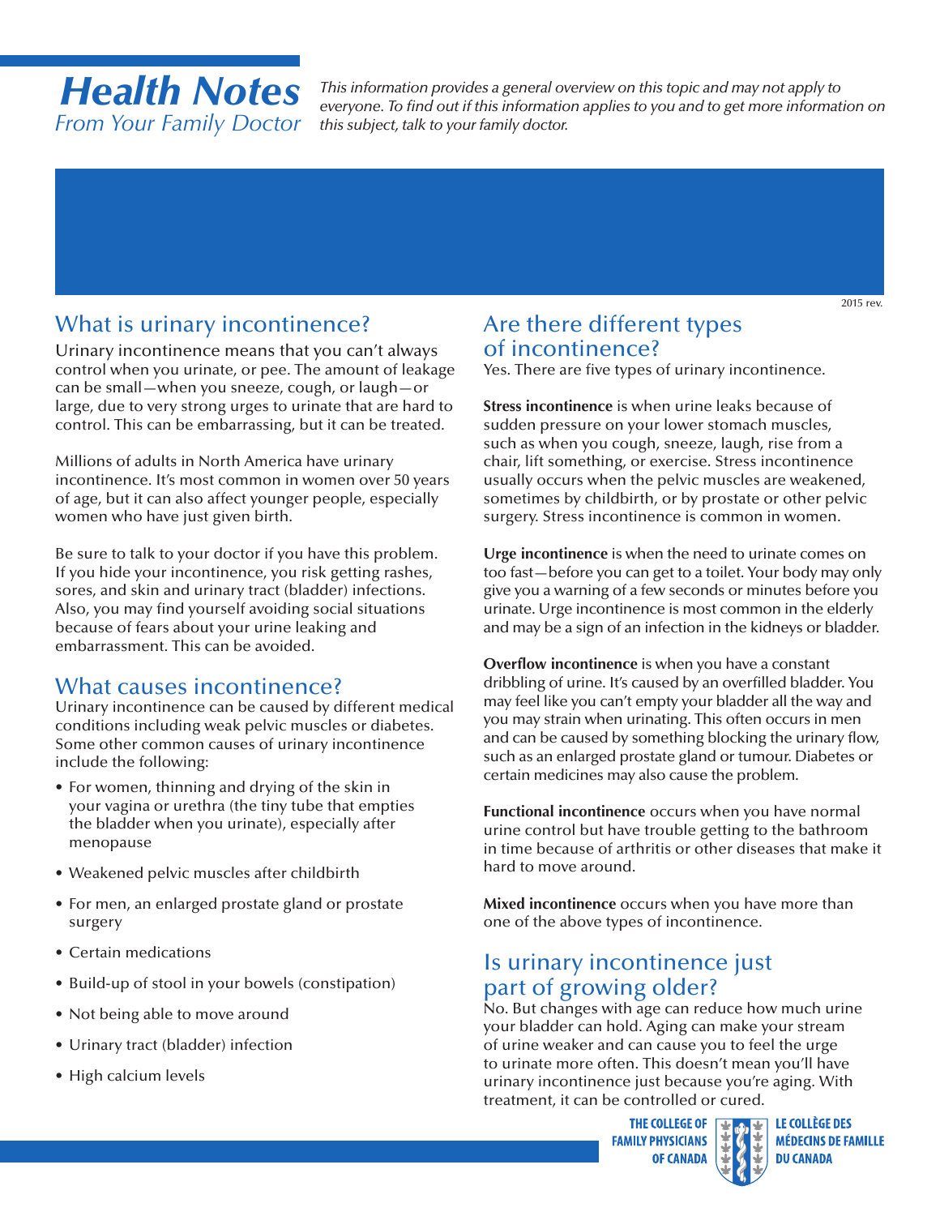# Health Notes

*From Your Family Doctor*

*This information provides a general overview on this topic and may not apply to everyone. To find out if this information applies to you and to get more information on this subject, talk to your family doctor.*

2015 rev.

## What is urinary incontinence?

Urinary incontinence means that you can't always control when you urinate, or pee. The amount of leakage can be small—when you sneeze, cough, or laugh—or large, due to very strong urges to urinate that are hard to control. This can be embarrassing, but it can be treated.

Millions of adults in North America have urinary incontinence. It's most common in women over 50 years of age, but it can also affect younger people, especially women who have just given birth.

Be sure to talk to your doctor if you have this problem. If you hide your incontinence, you risk getting rashes, sores, and skin and urinary tract (bladder) infections. Also, you may find yourself avoiding social situations because of fears about your urine leaking and embarrassment. This can be avoided.

## What causes incontinence?

Urinary incontinence can be caused by different medical conditions including weak pelvic muscles or diabetes. Some other common causes of urinary incontinence include the following:

- For women, thinning and drying of the skin in your vagina or urethra (the tiny tube that empties the bladder when you urinate), especially after menopause
- Weakened pelvic muscles after childbirth
- For men, an enlarged prostate gland or prostate surgery
- Certain medications
- Build-up of stool in your bowels (constipation)
- Not being able to move around
- Urinary tract (bladder) infection
- High calcium levels

## Are there different types of incontinence?

Yes. There are five types of urinary incontinence.

**Stress incontinence** is when urine leaks because of sudden pressure on your lower stomach muscles, such as when you cough, sneeze, laugh, rise from a chair, lift something, or exercise. Stress incontinence usually occurs when the pelvic muscles are weakened, sometimes by childbirth, or by prostate or other pelvic surgery. Stress incontinence is common in women.

**Urge incontinence** is when the need to urinate comes on too fast—before you can get to a toilet. Your body may only give you a warning of a few seconds or minutes before you urinate. Urge incontinence is most common in the elderly and may be a sign of an infection in the kidneys or bladder.

**Overflow incontinence** is when you have a constant dribbling of urine. It's caused by an overfilled bladder. You may feel like you can't empty your bladder all the way and you may strain when urinating. This often occurs in men and can be caused by something blocking the urinary flow, such as an enlarged prostate gland or tumour. Diabetes or certain medicines may also cause the problem.

**Functional incontinence** occurs when you have normal urine control but have trouble getting to the bathroom in time because of arthritis or other diseases that make it hard to move around.

**Mixed incontinence** occurs when you have more than one of the above types of incontinence.

## Is urinary incontinence just part of growing older?

No. But changes with age can reduce how much urine your bladder can hold. Aging can make your stream of urine weaker and can cause you to feel the urge to urinate more often. This doesn't mean you'll have urinary incontinence just because you're aging. With treatment, it can be controlled or cured.

THE COLLEGE OF FAMILY PHYSICIANS OF CANADA | LE COLLÈGE DES MÉDECINS DE FAMILLE DU CANADA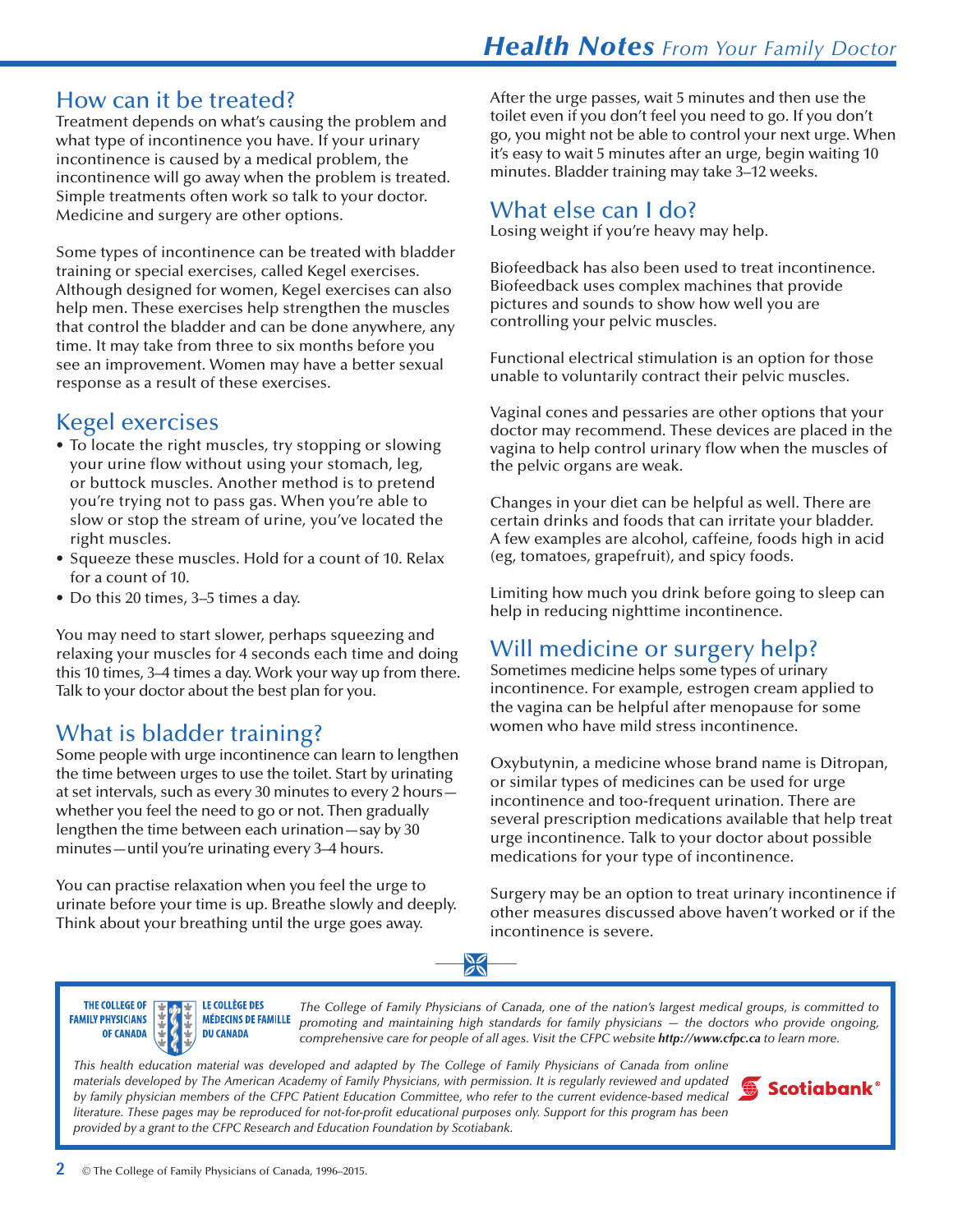## How can it be treated?

Treatment depends on what's causing the problem and what type of incontinence you have. If your urinary incontinence is caused by a medical problem, the incontinence will go away when the problem is treated. Simple treatments often work so talk to your doctor. Medicine and surgery are other options.

Some types of incontinence can be treated with bladder training or special exercises, called Kegel exercises. Although designed for women, Kegel exercises can also help men. These exercises help strengthen the muscles that control the bladder and can be done anywhere, any time. It may take from three to six months before you see an improvement. Women may have a better sexual response as a result of these exercises.

## Kegel exercises

- To locate the right muscles, try stopping or slowing your urine flow without using your stomach, leg, or buttock muscles. Another method is to pretend you're trying not to pass gas. When you're able to slow or stop the stream of urine, you've located the right muscles.
- Squeeze these muscles. Hold for a count of 10. Relax for a count of 10.
- Do this 20 times, 3–5 times a day.

You may need to start slower, perhaps squeezing and relaxing your muscles for 4 seconds each time and doing this 10 times, 3–4 times a day. Work your way up from there. Talk to your doctor about the best plan for you.

## What is bladder training?

Some people with urge incontinence can learn to lengthen the time between urges to use the toilet. Start by urinating at set intervals, such as every 30 minutes to every 2 hours—whether you feel the need to go or not. Then gradually lengthen the time between each urination—say by 30 minutes—until you're urinating every 3–4 hours.

You can practise relaxation when you feel the urge to urinate before your time is up. Breathe slowly and deeply. Think about your breathing until the urge goes away.

After the urge passes, wait 5 minutes and then use the toilet even if you don't feel you need to go. If you don't go, you might not be able to control your next urge. When it's easy to wait 5 minutes after an urge, begin waiting 10 minutes. Bladder training may take 3–12 weeks.

## What else can I do?

Losing weight if you're heavy may help.

Biofeedback has also been used to treat incontinence. Biofeedback uses complex machines that provide pictures and sounds to show how well you are controlling your pelvic muscles.

Functional electrical stimulation is an option for those unable to voluntarily contract their pelvic muscles.

Vaginal cones and pessaries are other options that your doctor may recommend. These devices are placed in the vagina to help control urinary flow when the muscles of the pelvic organs are weak.

Changes in your diet can be helpful as well. There are certain drinks and foods that can irritate your bladder. A few examples are alcohol, caffeine, foods high in acid (eg, tomatoes, grapefruit), and spicy foods.

Limiting how much you drink before going to sleep can help in reducing nighttime incontinence.

## Will medicine or surgery help?

Sometimes medicine helps some types of urinary incontinence. For example, estrogen cream applied to the vagina can be helpful after menopause for some women who have mild stress incontinence.

Oxybutynin, a medicine whose brand name is Ditropan, or similar types of medicines can be used for urge incontinence and too-frequent urination. There are several prescription medications available that help treat urge incontinence. Talk to your doctor about possible medications for your type of incontinence.

Surgery may be an option to treat urinary incontinence if other measures discussed above haven't worked or if the incontinence is severe.

THE COLLEGE OF FAMILY PHYSICIANS OF CANADA — LE COLLÈGE DES MÉDECINS DE FAMILLE DU CANADA

*The College of Family Physicians of Canada, one of the nation's largest medical groups, is committed to promoting and maintaining high standards for family physicians — the doctors who provide ongoing, comprehensive care for people of all ages. Visit the CFPC website* ***http://www.cfpc.ca*** *to learn more.*

*This health education material was developed and adapted by The College of Family Physicians of Canada from online materials developed by The American Academy of Family Physicians, with permission. It is regularly reviewed and updated by family physician members of the CFPC Patient Education Committee, who refer to the current evidence-based medical literature. These pages may be reproduced for not-for-profit educational purposes only. Support for this program has been provided by a grant to the CFPC Research and Education Foundation by Scotiabank.*

Scotiabank®

© The College of Family Physicians of Canada, 1996–2015.